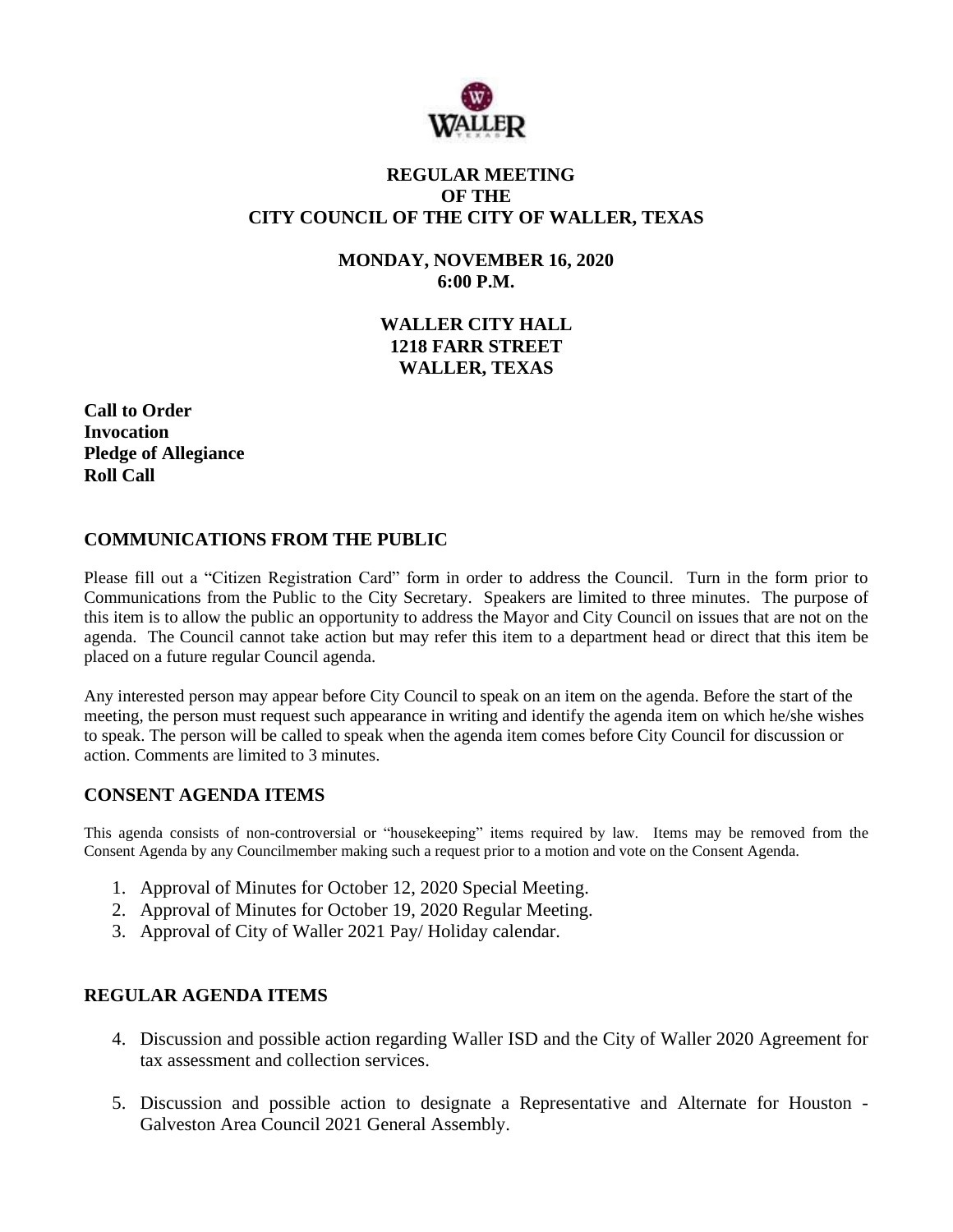# REGULAR MEETING
# OF THE
# CITY COUNCIL OF THE CITY OF WALLER, TEXAS

**MONDAY, NOVEMBER 16, 2020**
**6:00 P.M.**

**WALLER CITY HALL**
**1218 FARR STREET**
**WALLER, TEXAS**

**Call to Order**
**Invocation**
**Pledge of Allegiance**
**Roll Call**

## COMMUNICATIONS FROM THE PUBLIC

Please fill out a "Citizen Registration Card" form in order to address the Council. Turn in the form prior to Communications from the Public to the City Secretary. Speakers are limited to three minutes. The purpose of this item is to allow the public an opportunity to address the Mayor and City Council on issues that are not on the agenda. The Council cannot take action but may refer this item to a department head or direct that this item be placed on a future regular Council agenda.

Any interested person may appear before City Council to speak on an item on the agenda. Before the start of the meeting, the person must request such appearance in writing and identify the agenda item on which he/she wishes to speak. The person will be called to speak when the agenda item comes before City Council for discussion or action. Comments are limited to 3 minutes.

## CONSENT AGENDA ITEMS

This agenda consists of non-controversial or "housekeeping" items required by law. Items may be removed from the Consent Agenda by any Councilmember making such a request prior to a motion and vote on the Consent Agenda.

1. Approval of Minutes for October 12, 2020 Special Meeting.
2. Approval of Minutes for October 19, 2020 Regular Meeting.
3. Approval of City of Waller 2021 Pay/ Holiday calendar.

## REGULAR AGENDA ITEMS

4. Discussion and possible action regarding Waller ISD and the City of Waller 2020 Agreement for tax assessment and collection services.

5. Discussion and possible action to designate a Representative and Alternate for Houston - Galveston Area Council 2021 General Assembly.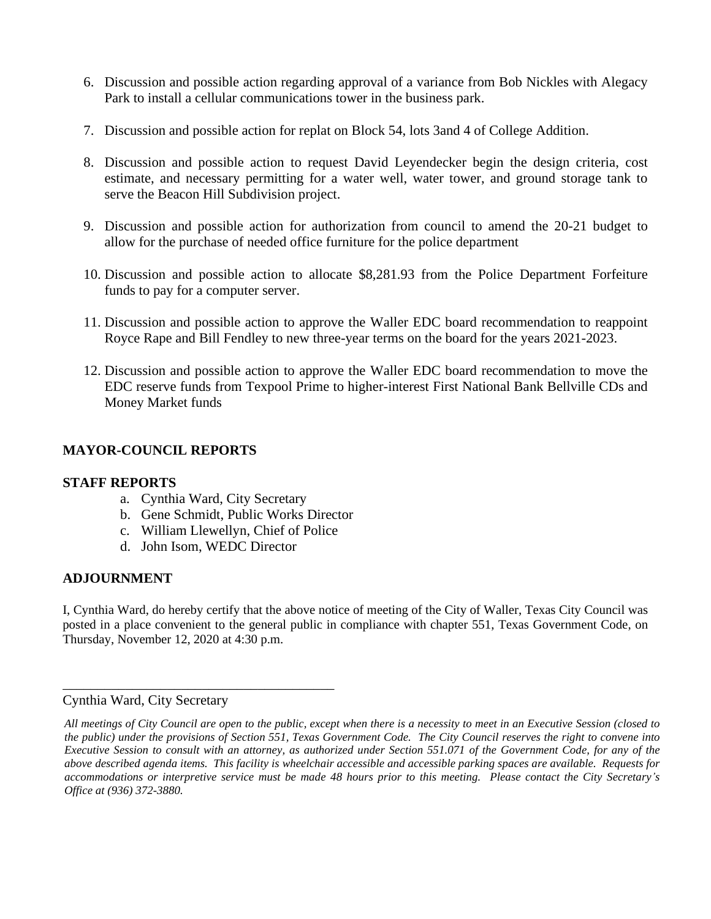6. Discussion and possible action regarding approval of a variance from Bob Nickles with Alegacy Park to install a cellular communications tower in the business park.

7. Discussion and possible action for replat on Block 54, lots 3and 4 of College Addition.

8. Discussion and possible action to request David Leyendecker begin the design criteria, cost estimate, and necessary permitting for a water well, water tower, and ground storage tank to serve the Beacon Hill Subdivision project.

9. Discussion and possible action for authorization from council to amend the 20-21 budget to allow for the purchase of needed office furniture for the police department

10. Discussion and possible action to allocate $8,281.93 from the Police Department Forfeiture funds to pay for a computer server.

11. Discussion and possible action to approve the Waller EDC board recommendation to reappoint Royce Rape and Bill Fendley to new three-year terms on the board for the years 2021-2023.

12. Discussion and possible action to approve the Waller EDC board recommendation to move the EDC reserve funds from Texpool Prime to higher-interest First National Bank Bellville CDs and Money Market funds

**MAYOR-COUNCIL REPORTS**

**STAFF REPORTS**

a. Cynthia Ward, City Secretary
b. Gene Schmidt, Public Works Director
c. William Llewellyn, Chief of Police
d. John Isom, WEDC Director

**ADJOURNMENT**

I, Cynthia Ward, do hereby certify that the above notice of meeting of the City of Waller, Texas City Council was posted in a place convenient to the general public in compliance with chapter 551, Texas Government Code, on Thursday, November 12, 2020 at 4:30 p.m.

\_\_\_\_\_\_\_\_\_\_\_\_\_\_\_\_\_\_\_\_\_\_\_\_\_\_\_\_\_\_\_\_\_\_\_\_\_\_\_\_

Cynthia Ward, City Secretary

*All meetings of City Council are open to the public, except when there is a necessity to meet in an Executive Session (closed to the public) under the provisions of Section 551, Texas Government Code. The City Council reserves the right to convene into Executive Session to consult with an attorney, as authorized under Section 551.071 of the Government Code, for any of the above described agenda items. This facility is wheelchair accessible and accessible parking spaces are available. Requests for accommodations or interpretive service must be made 48 hours prior to this meeting. Please contact the City Secretary's Office at (936) 372-3880.*